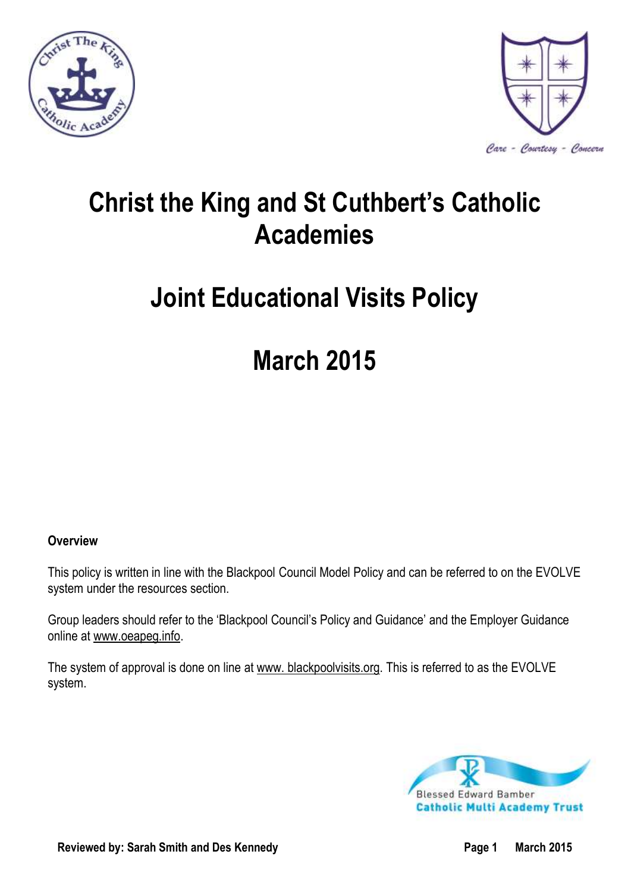# Christ the King and St Cuthbert's Catholic Academies

# Joint Educational Visits Policy

# March 2015

**Overview**

This policy is written in line with the Blackpool Council Model Policy and can be referred to on the EVOLVE system under the resources section.

Group leaders should refer to the 'Blackpool Council's Policy and Guidance' and the Employer Guidance online at www.oeapeg.info.

The system of approval is done on line at www. blackpoolvisits.org. This is referred to as the EVOLVE system.

**Reviewed by: Sarah Smith and Des Kennedy**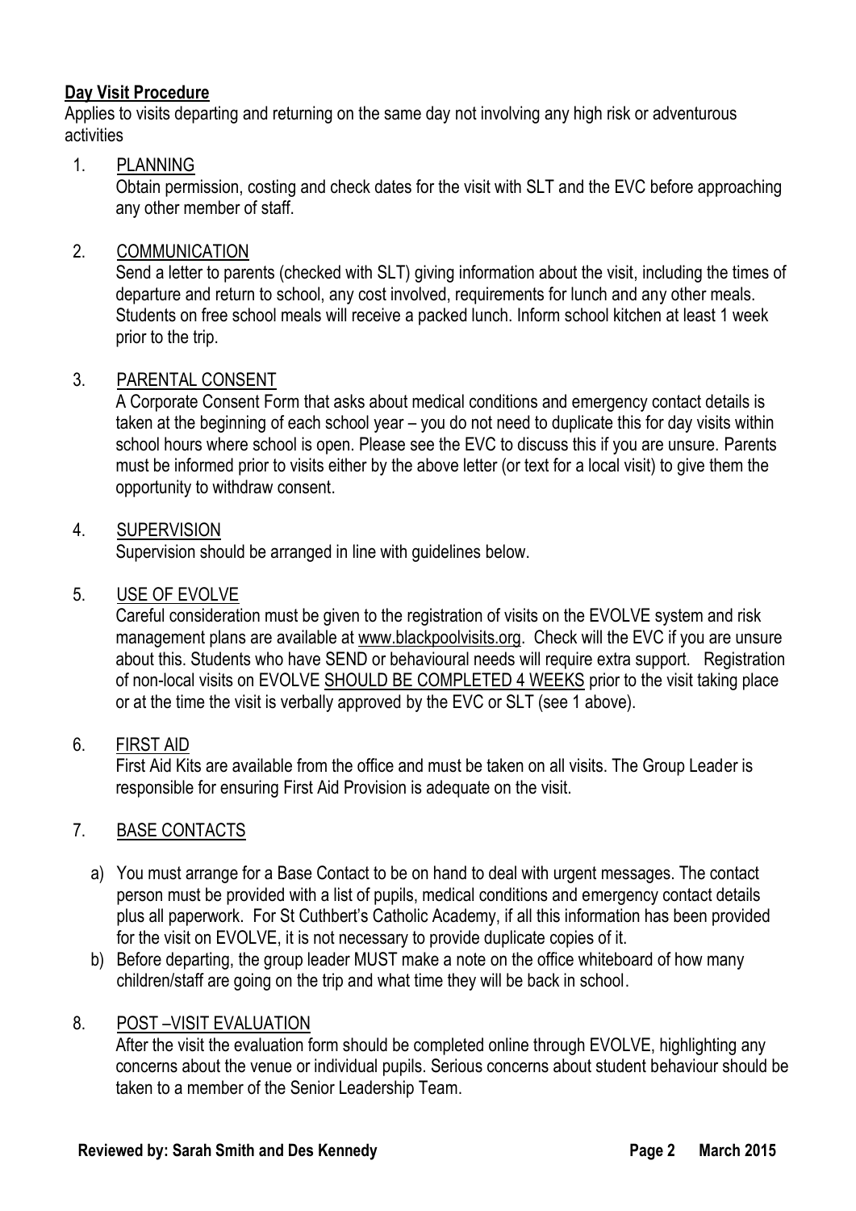**Day Visit Procedure**

Applies to visits departing and returning on the same day not involving any high risk or adventurous activities

1. PLANNING

   Obtain permission, costing and check dates for the visit with SLT and the EVC before approaching any other member of staff.

2. COMMUNICATION

   Send a letter to parents (checked with SLT) giving information about the visit, including the times of departure and return to school, any cost involved, requirements for lunch and any other meals. Students on free school meals will receive a packed lunch. Inform school kitchen at least 1 week prior to the trip.

3. PARENTAL CONSENT

   A Corporate Consent Form that asks about medical conditions and emergency contact details is taken at the beginning of each school year – you do not need to duplicate this for day visits within school hours where school is open. Please see the EVC to discuss this if you are unsure. Parents must be informed prior to visits either by the above letter (or text for a local visit) to give them the opportunity to withdraw consent.

4. SUPERVISION

   Supervision should be arranged in line with guidelines below.

5. USE OF EVOLVE

   Careful consideration must be given to the registration of visits on the EVOLVE system and risk management plans are available at www.blackpoolvisits.org. Check will the EVC if you are unsure about this. Students who have SEND or behavioural needs will require extra support. Registration of non-local visits on EVOLVE SHOULD BE COMPLETED 4 WEEKS prior to the visit taking place or at the time the visit is verbally approved by the EVC or SLT (see 1 above).

6. FIRST AID

   First Aid Kits are available from the office and must be taken on all visits. The Group Leader is responsible for ensuring First Aid Provision is adequate on the visit.

7. BASE CONTACTS

   a) You must arrange for a Base Contact to be on hand to deal with urgent messages. The contact person must be provided with a list of pupils, medical conditions and emergency contact details plus all paperwork. For St Cuthbert's Catholic Academy, if all this information has been provided for the visit on EVOLVE, it is not necessary to provide duplicate copies of it.
   b) Before departing, the group leader MUST make a note on the office whiteboard of how many children/staff are going on the trip and what time they will be back in school.

8. POST –VISIT EVALUATION

   After the visit the evaluation form should be completed online through EVOLVE, highlighting any concerns about the venue or individual pupils. Serious concerns about student behaviour should be taken to a member of the Senior Leadership Team.

**Reviewed by: Sarah Smith and Des Kennedy** **March 2015**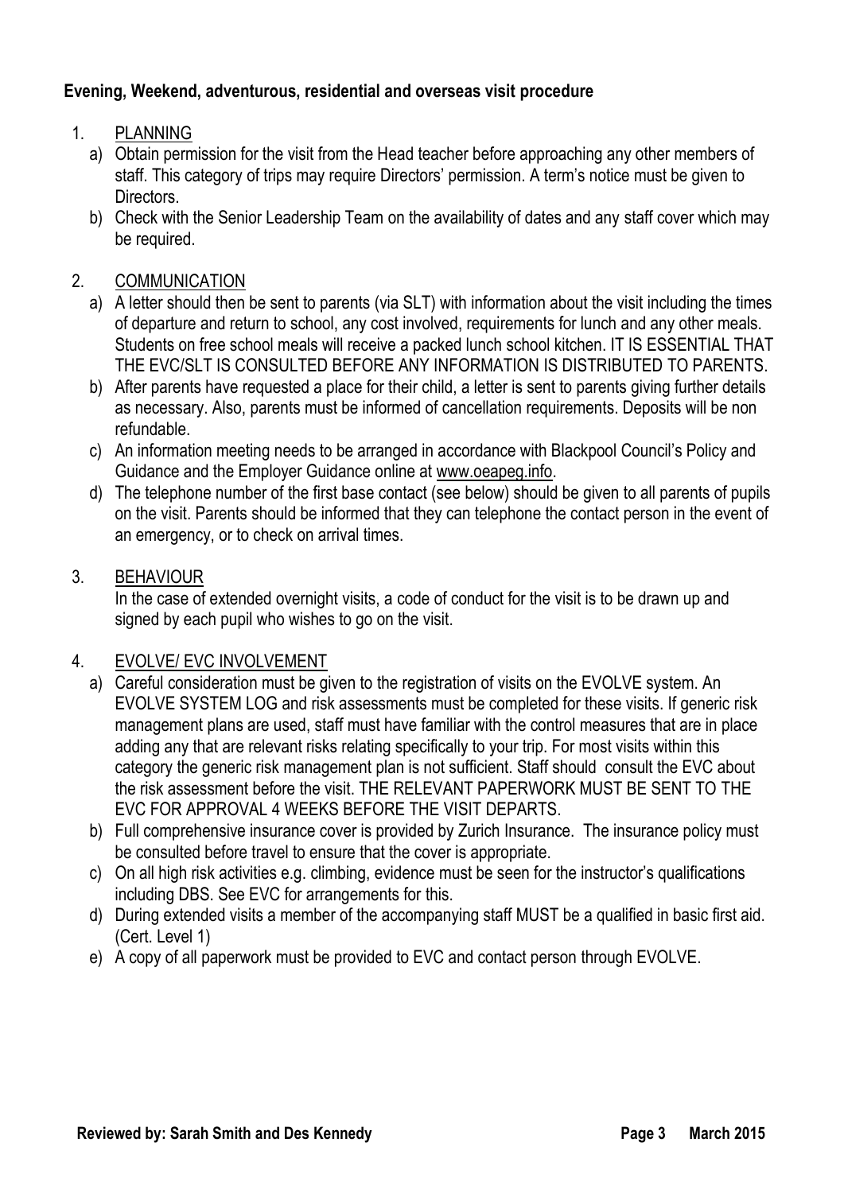**Evening, Weekend, adventurous, residential and overseas visit procedure**

1. PLANNING
   a) Obtain permission for the visit from the Head teacher before approaching any other members of staff. This category of trips may require Directors' permission. A term's notice must be given to Directors.
   b) Check with the Senior Leadership Team on the availability of dates and any staff cover which may be required.

2. COMMUNICATION
   a) A letter should then be sent to parents (via SLT) with information about the visit including the times of departure and return to school, any cost involved, requirements for lunch and any other meals. Students on free school meals will receive a packed lunch school kitchen. IT IS ESSENTIAL THAT THE EVC/SLT IS CONSULTED BEFORE ANY INFORMATION IS DISTRIBUTED TO PARENTS.
   b) After parents have requested a place for their child, a letter is sent to parents giving further details as necessary. Also, parents must be informed of cancellation requirements. Deposits will be non refundable.
   c) An information meeting needs to be arranged in accordance with Blackpool Council's Policy and Guidance and the Employer Guidance online at www.oeapeg.info.
   d) The telephone number of the first base contact (see below) should be given to all parents of pupils on the visit. Parents should be informed that they can telephone the contact person in the event of an emergency, or to check on arrival times.

3. BEHAVIOUR
   In the case of extended overnight visits, a code of conduct for the visit is to be drawn up and signed by each pupil who wishes to go on the visit.

4. EVOLVE/ EVC INVOLVEMENT
   a) Careful consideration must be given to the registration of visits on the EVOLVE system. An EVOLVE SYSTEM LOG and risk assessments must be completed for these visits. If generic risk management plans are used, staff must have familiar with the control measures that are in place adding any that are relevant risks relating specifically to your trip. For most visits within this category the generic risk management plan is not sufficient. Staff should consult the EVC about the risk assessment before the visit. THE RELEVANT PAPERWORK MUST BE SENT TO THE EVC FOR APPROVAL 4 WEEKS BEFORE THE VISIT DEPARTS.
   b) Full comprehensive insurance cover is provided by Zurich Insurance. The insurance policy must be consulted before travel to ensure that the cover is appropriate.
   c) On all high risk activities e.g. climbing, evidence must be seen for the instructor's qualifications including DBS. See EVC for arrangements for this.
   d) During extended visits a member of the accompanying staff MUST be a qualified in basic first aid. (Cert. Level 1)
   e) A copy of all paperwork must be provided to EVC and contact person through EVOLVE.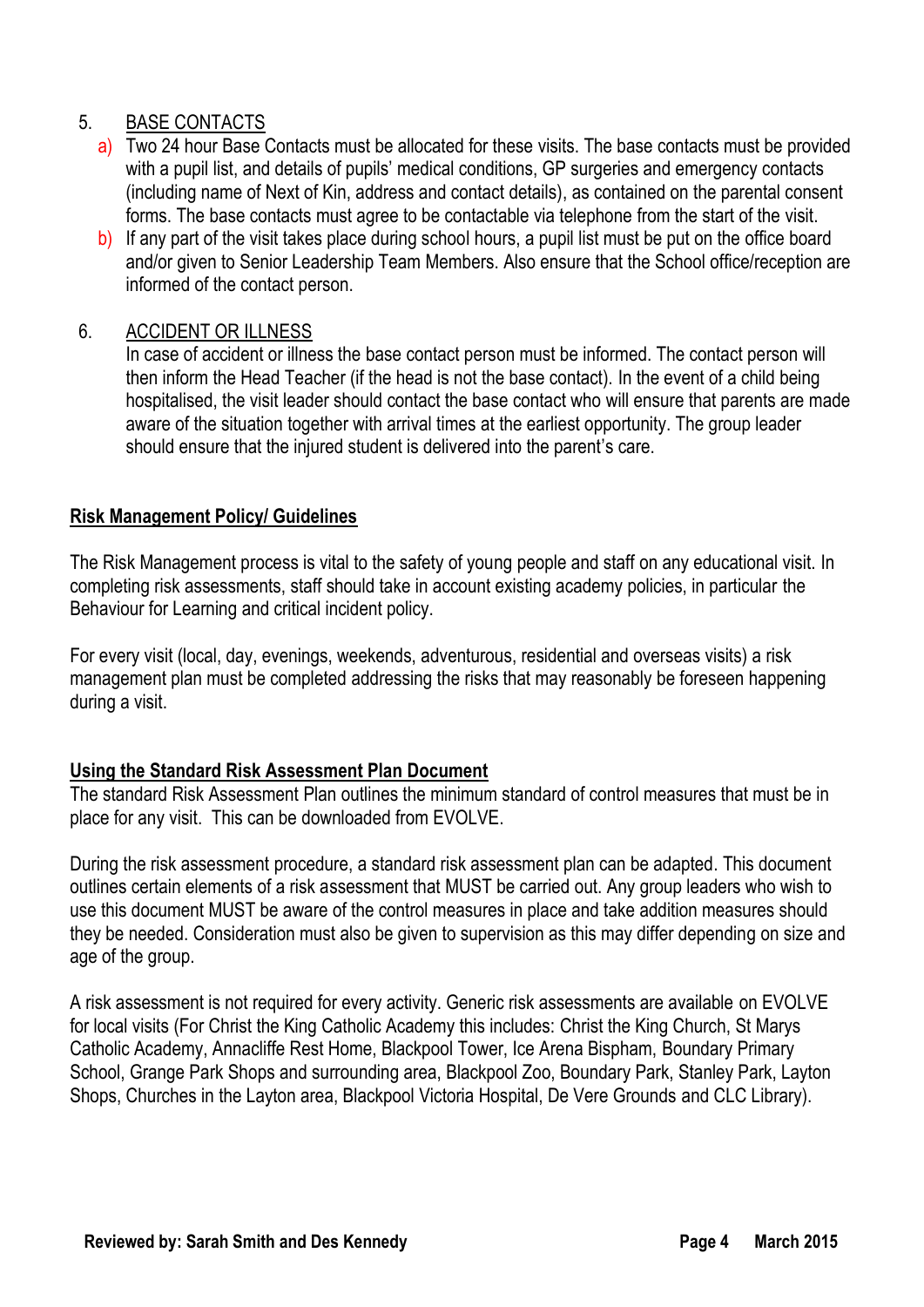5. BASE CONTACTS

   a) Two 24 hour Base Contacts must be allocated for these visits. The base contacts must be provided with a pupil list, and details of pupils' medical conditions, GP surgeries and emergency contacts (including name of Next of Kin, address and contact details), as contained on the parental consent forms. The base contacts must agree to be contactable via telephone from the start of the visit.
   b) If any part of the visit takes place during school hours, a pupil list must be put on the office board and/or given to Senior Leadership Team Members. Also ensure that the School office/reception are informed of the contact person.

6. ACCIDENT OR ILLNESS

   In case of accident or illness the base contact person must be informed. The contact person will then inform the Head Teacher (if the head is not the base contact). In the event of a child being hospitalised, the visit leader should contact the base contact who will ensure that parents are made aware of the situation together with arrival times at the earliest opportunity. The group leader should ensure that the injured student is delivered into the parent's care.

## Risk Management Policy/ Guidelines

The Risk Management process is vital to the safety of young people and staff on any educational visit. In completing risk assessments, staff should take in account existing academy policies, in particular the Behaviour for Learning and critical incident policy.

For every visit (local, day, evenings, weekends, adventurous, residential and overseas visits) a risk management plan must be completed addressing the risks that may reasonably be foreseen happening during a visit.

### Using the Standard Risk Assessment Plan Document

The standard Risk Assessment Plan outlines the minimum standard of control measures that must be in place for any visit. This can be downloaded from EVOLVE.

During the risk assessment procedure, a standard risk assessment plan can be adapted. This document outlines certain elements of a risk assessment that MUST be carried out. Any group leaders who wish to use this document MUST be aware of the control measures in place and take addition measures should they be needed. Consideration must also be given to supervision as this may differ depending on size and age of the group.

A risk assessment is not required for every activity. Generic risk assessments are available on EVOLVE for local visits (For Christ the King Catholic Academy this includes: Christ the King Church, St Marys Catholic Academy, Annacliffe Rest Home, Blackpool Tower, Ice Arena Bispham, Boundary Primary School, Grange Park Shops and surrounding area, Blackpool Zoo, Boundary Park, Stanley Park, Layton Shops, Churches in the Layton area, Blackpool Victoria Hospital, De Vere Grounds and CLC Library).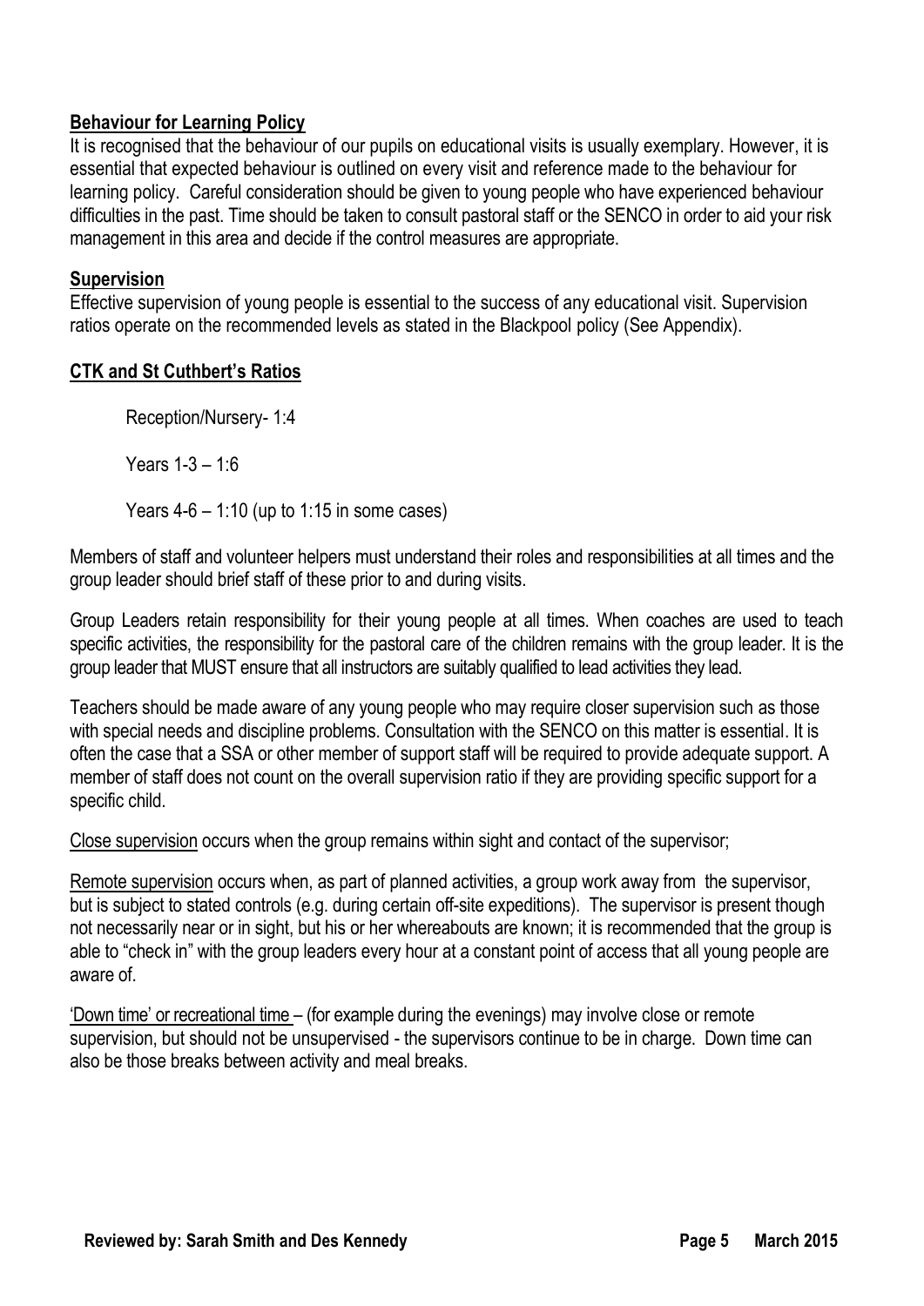## Behaviour for Learning Policy

It is recognised that the behaviour of our pupils on educational visits is usually exemplary. However, it is essential that expected behaviour is outlined on every visit and reference made to the behaviour for learning policy. Careful consideration should be given to young people who have experienced behaviour difficulties in the past. Time should be taken to consult pastoral staff or the SENCO in order to aid your risk management in this area and decide if the control measures are appropriate.

## Supervision

Effective supervision of young people is essential to the success of any educational visit. Supervision ratios operate on the recommended levels as stated in the Blackpool policy (See Appendix).

## CTK and St Cuthbert's Ratios

Reception/Nursery- 1:4

Years 1-3 – 1:6

Years 4-6 – 1:10 (up to 1:15 in some cases)

Members of staff and volunteer helpers must understand their roles and responsibilities at all times and the group leader should brief staff of these prior to and during visits.

Group Leaders retain responsibility for their young people at all times. When coaches are used to teach specific activities, the responsibility for the pastoral care of the children remains with the group leader. It is the group leader that MUST ensure that all instructors are suitably qualified to lead activities they lead.

Teachers should be made aware of any young people who may require closer supervision such as those with special needs and discipline problems. Consultation with the SENCO on this matter is essential. It is often the case that a SSA or other member of support staff will be required to provide adequate support. A member of staff does not count on the overall supervision ratio if they are providing specific support for a specific child.

Close supervision occurs when the group remains within sight and contact of the supervisor;

Remote supervision occurs when, as part of planned activities, a group work away from the supervisor, but is subject to stated controls (e.g. during certain off-site expeditions). The supervisor is present though not necessarily near or in sight, but his or her whereabouts are known; it is recommended that the group is able to "check in" with the group leaders every hour at a constant point of access that all young people are aware of.

'Down time' or recreational time – (for example during the evenings) may involve close or remote supervision, but should not be unsupervised - the supervisors continue to be in charge. Down time can also be those breaks between activity and meal breaks.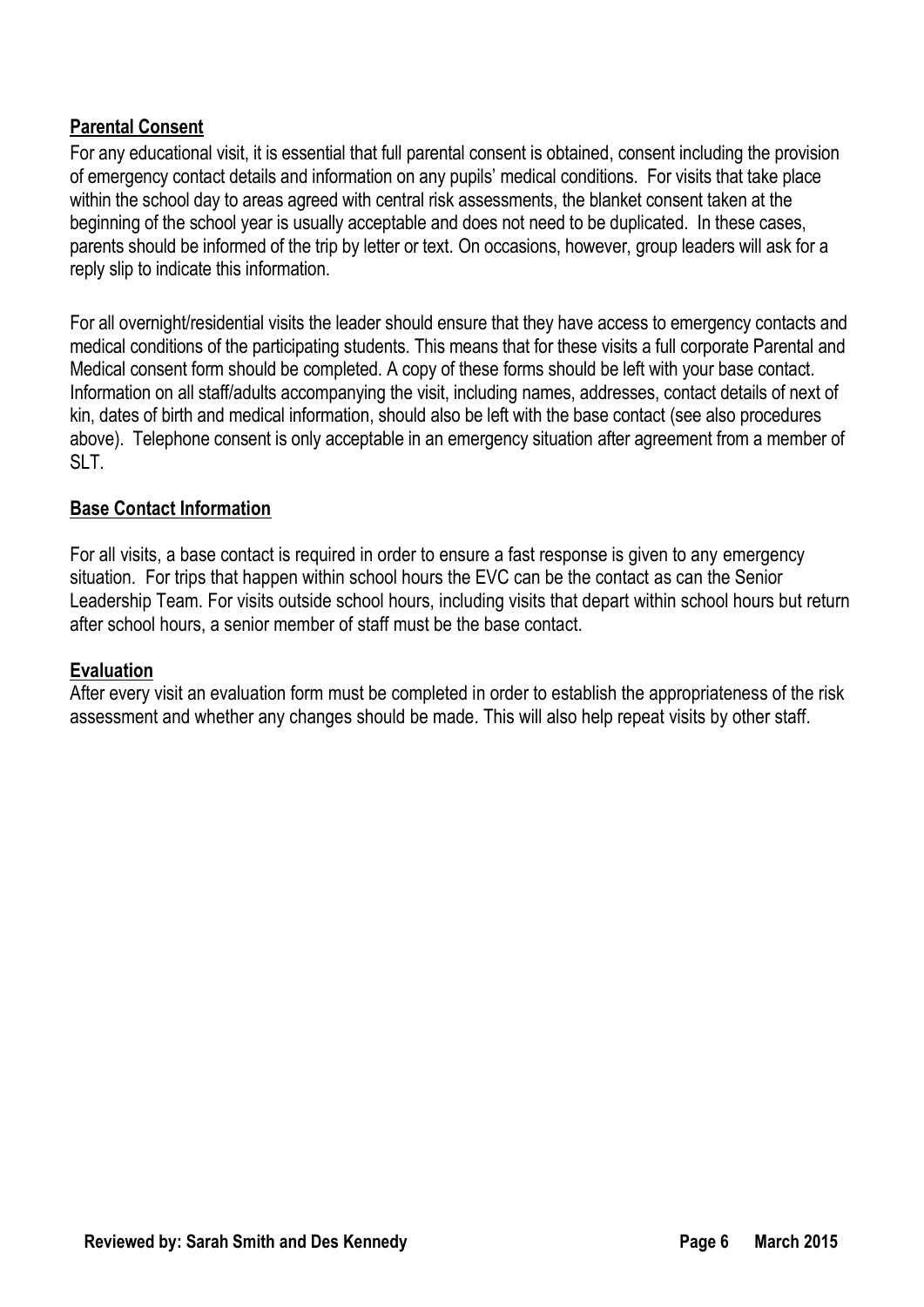**Parental Consent**

For any educational visit, it is essential that full parental consent is obtained, consent including the provision of emergency contact details and information on any pupils' medical conditions. For visits that take place within the school day to areas agreed with central risk assessments, the blanket consent taken at the beginning of the school year is usually acceptable and does not need to be duplicated. In these cases, parents should be informed of the trip by letter or text. On occasions, however, group leaders will ask for a reply slip to indicate this information.

For all overnight/residential visits the leader should ensure that they have access to emergency contacts and medical conditions of the participating students. This means that for these visits a full corporate Parental and Medical consent form should be completed. A copy of these forms should be left with your base contact. Information on all staff/adults accompanying the visit, including names, addresses, contact details of next of kin, dates of birth and medical information, should also be left with the base contact (see also procedures above). Telephone consent is only acceptable in an emergency situation after agreement from a member of SLT.

**Base Contact Information**

For all visits, a base contact is required in order to ensure a fast response is given to any emergency situation. For trips that happen within school hours the EVC can be the contact as can the Senior Leadership Team. For visits outside school hours, including visits that depart within school hours but return after school hours, a senior member of staff must be the base contact.

**Evaluation**

After every visit an evaluation form must be completed in order to establish the appropriateness of the risk assessment and whether any changes should be made. This will also help repeat visits by other staff.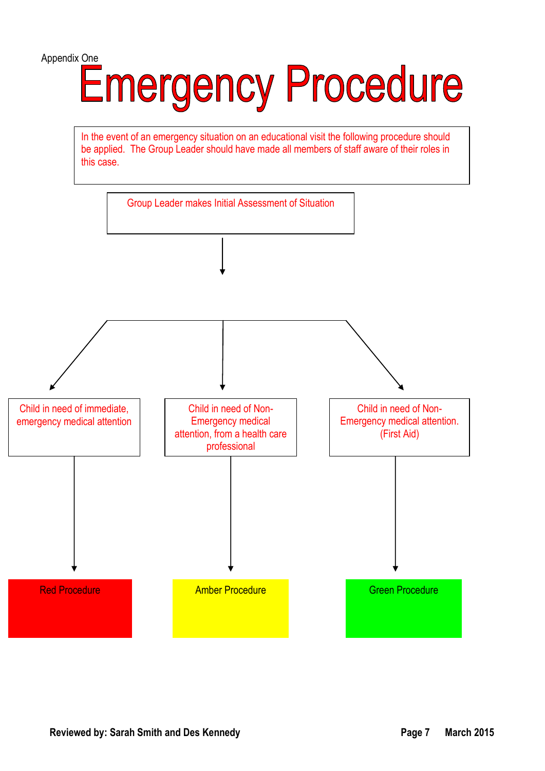Appendix One

# Emergency Procedure

In the event of an emergency situation on an educational visit the following procedure should be applied. The Group Leader should have made all members of staff aware of their roles in this case.

Group Leader makes Initial Assessment of Situation

Child in need of immediate, emergency medical attention

Child in need of Non-Emergency medical attention, from a health care professional

Child in need of Non-Emergency medical attention. (First Aid)

Red Procedure

Amber Procedure

Green Procedure

**Reviewed by: Sarah Smith and Des Kennedy**

**March 2015**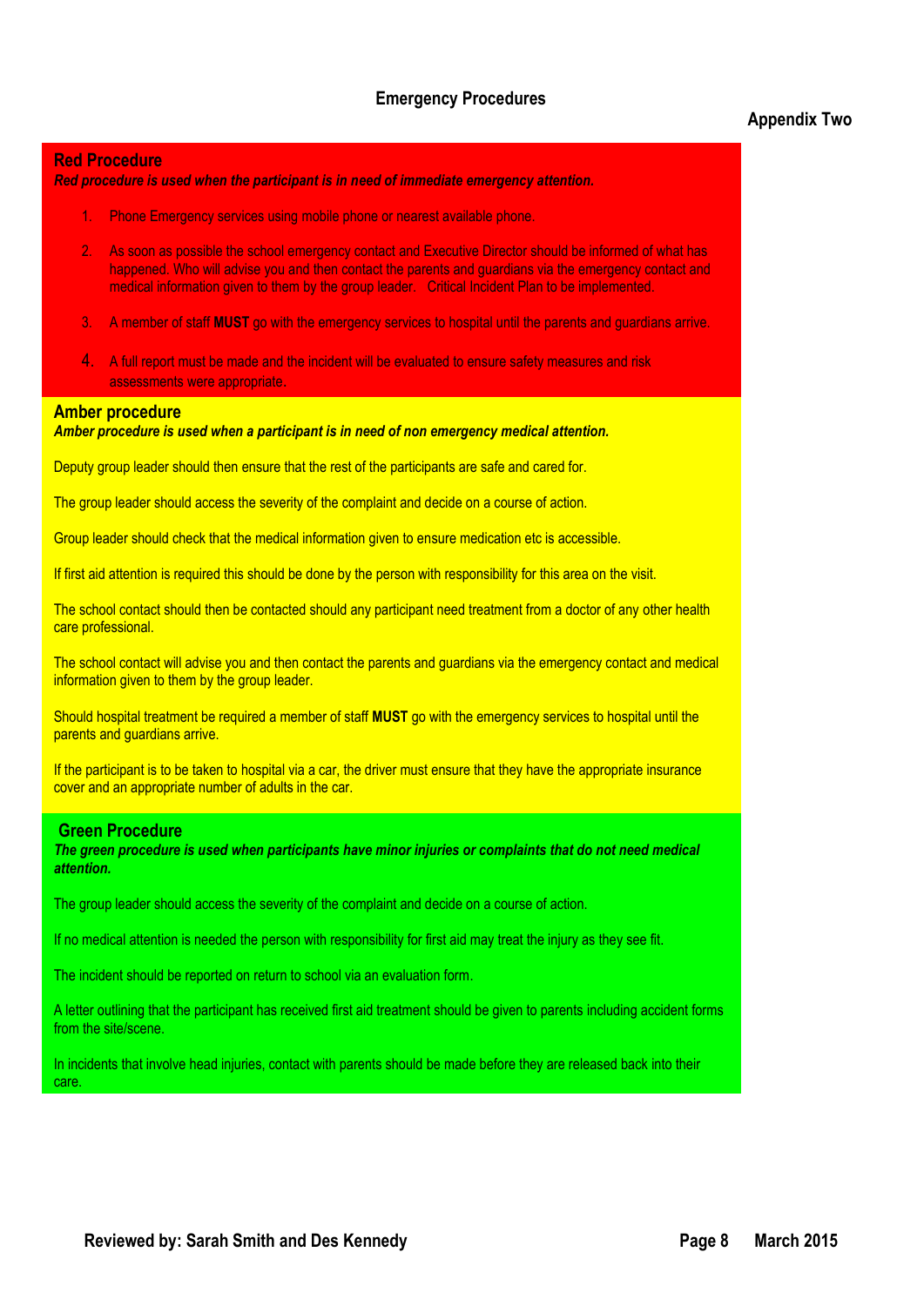# Emergency Procedures

**Appendix Two**

## Red Procedure

***Red procedure is used when the participant is in need of immediate emergency attention.***

1. Phone Emergency services using mobile phone or nearest available phone.
2. As soon as possible the school emergency contact and Executive Director should be informed of what has happened. Who will advise you and then contact the parents and guardians via the emergency contact and medical information given to them by the group leader. Critical Incident Plan to be implemented.
3. A member of staff **MUST** go with the emergency services to hospital until the parents and guardians arrive.
4. A full report must be made and the incident will be evaluated to ensure safety measures and risk assessments were appropriate.

## Amber procedure

***Amber procedure is used when a participant is in need of non emergency medical attention.***

Deputy group leader should then ensure that the rest of the participants are safe and cared for.

The group leader should access the severity of the complaint and decide on a course of action.

Group leader should check that the medical information given to ensure medication etc is accessible.

If first aid attention is required this should be done by the person with responsibility for this area on the visit.

The school contact should then be contacted should any participant need treatment from a doctor of any other health care professional.

The school contact will advise you and then contact the parents and guardians via the emergency contact and medical information given to them by the group leader.

Should hospital treatment be required a member of staff **MUST** go with the emergency services to hospital until the parents and guardians arrive.

If the participant is to be taken to hospital via a car, the driver must ensure that they have the appropriate insurance cover and an appropriate number of adults in the car.

## Green Procedure

***The green procedure is used when participants have minor injuries or complaints that do not need medical attention.***

The group leader should access the severity of the complaint and decide on a course of action.

If no medical attention is needed the person with responsibility for first aid may treat the injury as they see fit.

The incident should be reported on return to school via an evaluation form.

A letter outlining that the participant has received first aid treatment should be given to parents including accident forms from the site/scene.

In incidents that involve head injuries, contact with parents should be made before they are released back into their care.

**Reviewed by: Sarah Smith and Des Kennedy** **March 2015**